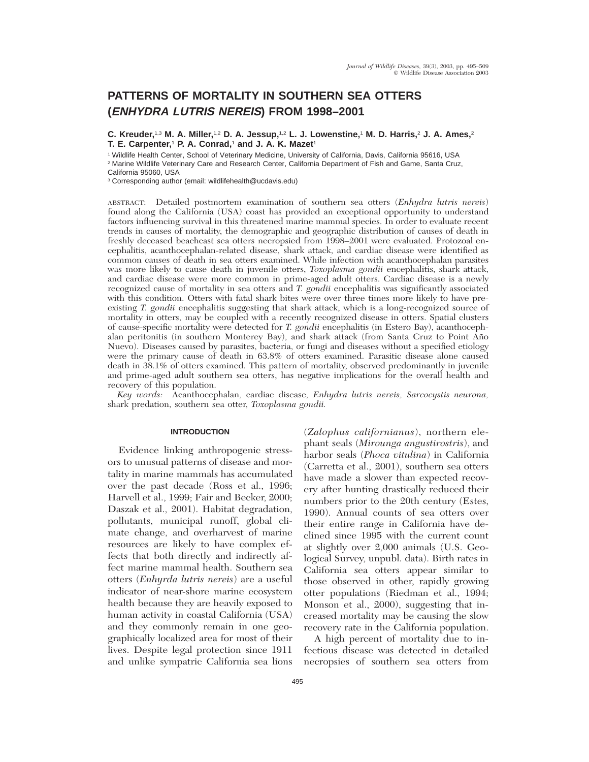# PATTERNS OF MORTALITY IN SOUTHERN SEA OTTERS (*ENHYDRA LUTRIS NEREIS*) FROM 1998–2001

**C. Kreuder,[1,3] M. A. Miller,[1,2] D. A. Jessup,[1,2] L. J. Lowenstine,[1] M. D. Harris,[2] J. A. Ames,[2] T. E. Carpenter,[1] P. A. Conrad,[1] and J. A. K. Mazet[1]**

[1] Wildlife Health Center, School of Veterinary Medicine, University of California, Davis, California 95616, USA
[2] Marine Wildlife Veterinary Care and Research Center, California Department of Fish and Game, Santa Cruz, California 95060, USA
[3] Corresponding author (email: wildlifehealth@ucdavis.edu)

ABSTRACT: Detailed postmortem examination of southern sea otters (*Enhydra lutris nereis*) found along the California (USA) coast has provided an exceptional opportunity to understand factors influencing survival in this threatened marine mammal species. In order to evaluate recent trends in causes of mortality, the demographic and geographic distribution of causes of death in freshly deceased beachcast sea otters necropsied from 1998–2001 were evaluated. Protozoal encephalitis, acanthocephalan-related disease, shark attack, and cardiac disease were identified as common causes of death in sea otters examined. While infection with acanthocephalan parasites was more likely to cause death in juvenile otters, *Toxoplasma gondii* encephalitis, shark attack, and cardiac disease were more common in prime-aged adult otters. Cardiac disease is a newly recognized cause of mortality in sea otters and *T. gondii* encephalitis was significantly associated with this condition. Otters with fatal shark bites were over three times more likely to have preexisting *T. gondii* encephalitis suggesting that shark attack, which is a long-recognized source of mortality in otters, may be coupled with a recently recognized disease in otters. Spatial clusters of cause-specific mortality were detected for *T. gondii* encephalitis (in Estero Bay), acanthocephalan peritonitis (in southern Monterey Bay), and shark attack (from Santa Cruz to Point Año Nuevo). Diseases caused by parasites, bacteria, or fungi and diseases without a specified etiology were the primary cause of death in 63.8% of otters examined. Parasitic disease alone caused death in 38.1% of otters examined. This pattern of mortality, observed predominantly in juvenile and prime-aged adult southern sea otters, has negative implications for the overall health and recovery of this population.

*Key words:* Acanthocephalan, cardiac disease, *Enhydra lutris nereis*, *Sarcocystis neurona*, shark predation, southern sea otter, *Toxoplasma gondii.*

## INTRODUCTION

Evidence linking anthropogenic stressors to unusual patterns of disease and mortality in marine mammals has accumulated over the past decade (Ross et al., 1996; Harvell et al., 1999; Fair and Becker, 2000; Daszak et al., 2001). Habitat degradation, pollutants, municipal runoff, global climate change, and overharvest of marine resources are likely to have complex effects that both directly and indirectly affect marine mammal health. Southern sea otters (*Enhyrda lutris nereis*) are a useful indicator of near-shore marine ecosystem health because they are heavily exposed to human activity in coastal California (USA) and they commonly remain in one geographically localized area for most of their lives. Despite legal protection since 1911 and unlike sympatric California sea lions (*Zalophus californianus*), northern elephant seals (*Mirounga angustirostris*), and harbor seals (*Phoca vitulina*) in California (Carretta et al., 2001), southern sea otters have made a slower than expected recovery after hunting drastically reduced their numbers prior to the 20th century (Estes, 1990). Annual counts of sea otters over their entire range in California have declined since 1995 with the current count at slightly over 2,000 animals (U.S. Geological Survey, unpubl. data). Birth rates in California sea otters appear similar to those observed in other, rapidly growing otter populations (Riedman et al., 1994; Monson et al., 2000), suggesting that increased mortality may be causing the slow recovery rate in the California population.

A high percent of mortality due to infectious disease was detected in detailed necropsies of southern sea otters from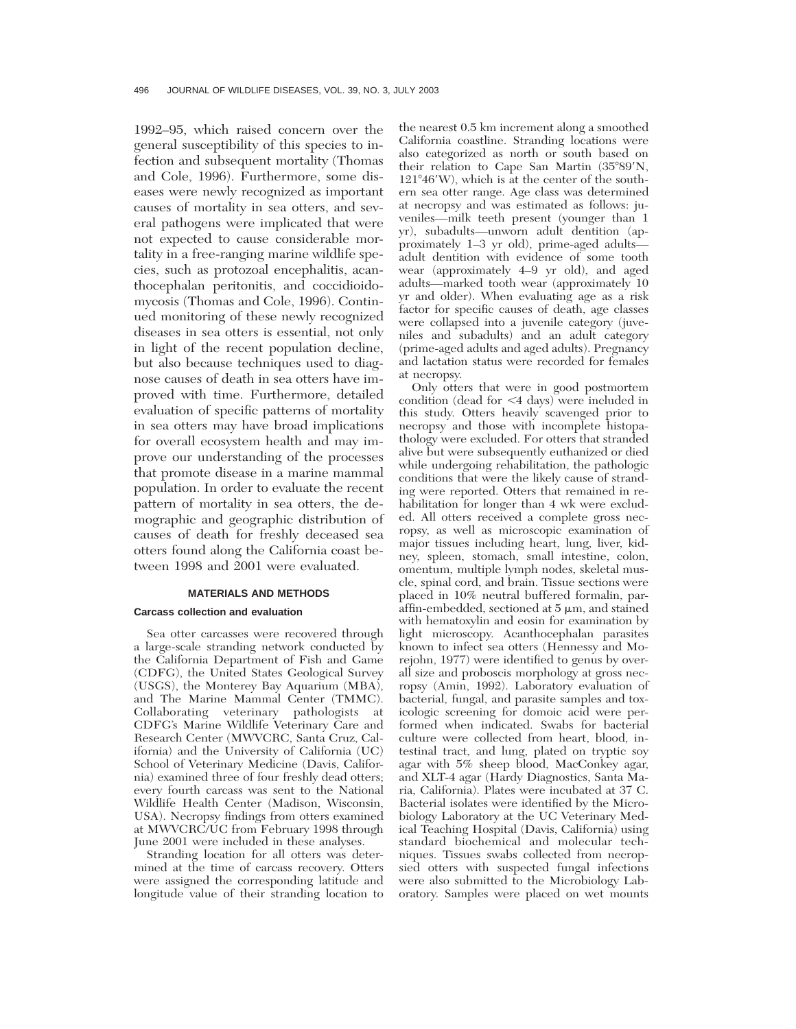1992–95, which raised concern over the general susceptibility of this species to infection and subsequent mortality (Thomas and Cole, 1996). Furthermore, some diseases were newly recognized as important causes of mortality in sea otters, and several pathogens were implicated that were not expected to cause considerable mortality in a free-ranging marine wildlife species, such as protozoal encephalitis, acanthocephalan peritonitis, and coccidioidomycosis (Thomas and Cole, 1996). Continued monitoring of these newly recognized diseases in sea otters is essential, not only in light of the recent population decline, but also because techniques used to diagnose causes of death in sea otters have improved with time. Furthermore, detailed evaluation of specific patterns of mortality in sea otters may have broad implications for overall ecosystem health and may improve our understanding of the processes that promote disease in a marine mammal population. In order to evaluate the recent pattern of mortality in sea otters, the demographic and geographic distribution of causes of death for freshly deceased sea otters found along the California coast between 1998 and 2001 were evaluated.

## MATERIALS AND METHODS

### Carcass collection and evaluation

Sea otter carcasses were recovered through a large-scale stranding network conducted by the California Department of Fish and Game (CDFG), the United States Geological Survey (USGS), the Monterey Bay Aquarium (MBA), and The Marine Mammal Center (TMMC). Collaborating veterinary pathologists at CDFG's Marine Wildlife Veterinary Care and Research Center (MWVCRC, Santa Cruz, California) and the University of California (UC) School of Veterinary Medicine (Davis, California) examined three of four freshly dead otters; every fourth carcass was sent to the National Wildlife Health Center (Madison, Wisconsin, USA). Necropsy findings from otters examined at MWVCRC/UC from February 1998 through June 2001 were included in these analyses.

Stranding location for all otters was determined at the time of carcass recovery. Otters were assigned the corresponding latitude and longitude value of their stranding location to the nearest 0.5 km increment along a smoothed California coastline. Stranding locations were also categorized as north or south based on their relation to Cape San Martin (35°89′N, 121°46′W), which is at the center of the southern sea otter range. Age class was determined at necropsy and was estimated as follows: juveniles—milk teeth present (younger than 1 yr), subadults—unworn adult dentition (approximately 1–3 yr old), prime-aged adults—adult dentition with evidence of some tooth wear (approximately 4–9 yr old), and aged adults—marked tooth wear (approximately 10 yr and older). When evaluating age as a risk factor for specific causes of death, age classes were collapsed into a juvenile category (juveniles and subadults) and an adult category (prime-aged adults and aged adults). Pregnancy and lactation status were recorded for females at necropsy.

Only otters that were in good postmortem condition (dead for <4 days) were included in this study. Otters heavily scavenged prior to necropsy and those with incomplete histopathology were excluded. For otters that stranded alive but were subsequently euthanized or died while undergoing rehabilitation, the pathologic conditions that were the likely cause of stranding were reported. Otters that remained in rehabilitation for longer than 4 wk were excluded. All otters received a complete gross necropsy, as well as microscopic examination of major tissues including heart, lung, liver, kidney, spleen, stomach, small intestine, colon, omentum, multiple lymph nodes, skeletal muscle, spinal cord, and brain. Tissue sections were placed in 10% neutral buffered formalin, paraffin-embedded, sectioned at 5 μm, and stained with hematoxylin and eosin for examination by light microscopy. Acanthocephalan parasites known to infect sea otters (Hennessy and Morejohn, 1977) were identified to genus by overall size and proboscis morphology at gross necropsy (Amin, 1992). Laboratory evaluation of bacterial, fungal, and parasite samples and toxicologic screening for domoic acid were performed when indicated. Swabs for bacterial culture were collected from heart, blood, intestinal tract, and lung, plated on tryptic soy agar with 5% sheep blood, MacConkey agar, and XLT-4 agar (Hardy Diagnostics, Santa Maria, California). Plates were incubated at 37 C. Bacterial isolates were identified by the Microbiology Laboratory at the UC Veterinary Medical Teaching Hospital (Davis, California) using standard biochemical and molecular techniques. Tissues swabs collected from necropsied otters with suspected fungal infections were also submitted to the Microbiology Laboratory. Samples were placed on wet mounts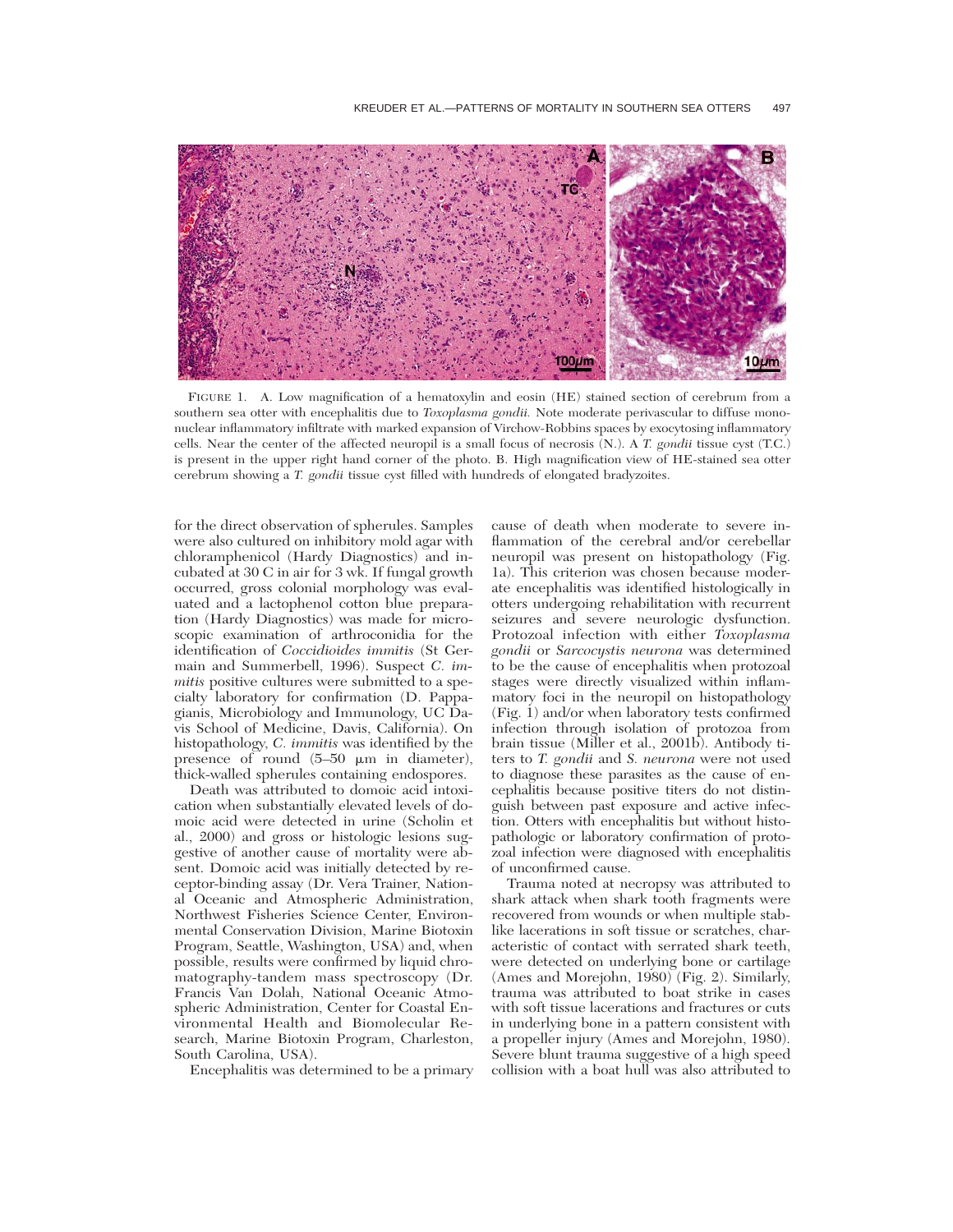FIGURE 1. A. Low magnification of a hematoxylin and eosin (HE) stained section of cerebrum from a southern sea otter with encephalitis due to *Toxoplasma gondii.* Note moderate perivascular to diffuse mononuclear inflammatory infiltrate with marked expansion of Virchow-Robbins spaces by exocytosing inflammatory cells. Near the center of the affected neuropil is a small focus of necrosis (N.). A *T. gondii* tissue cyst (T.C.) is present in the upper right hand corner of the photo. B. High magnification view of HE-stained sea otter cerebrum showing a *T. gondii* tissue cyst filled with hundreds of elongated bradyzoites.

for the direct observation of spherules. Samples were also cultured on inhibitory mold agar with chloramphenicol (Hardy Diagnostics) and incubated at 30 C in air for 3 wk. If fungal growth occurred, gross colonial morphology was evaluated and a lactophenol cotton blue preparation (Hardy Diagnostics) was made for microscopic examination of arthroconidia for the identification of *Coccidioides immitis* (St Germain and Summerbell, 1996). Suspect *C. immitis* positive cultures were submitted to a specialty laboratory for confirmation (D. Pappagianis, Microbiology and Immunology, UC Davis School of Medicine, Davis, California). On histopathology, *C. immitis* was identified by the presence of round (5–50 μm in diameter), thick-walled spherules containing endospores.

Death was attributed to domoic acid intoxication when substantially elevated levels of domoic acid were detected in urine (Scholin et al., 2000) and gross or histologic lesions suggestive of another cause of mortality were absent. Domoic acid was initially detected by receptor-binding assay (Dr. Vera Trainer, National Oceanic and Atmospheric Administration, Northwest Fisheries Science Center, Environmental Conservation Division, Marine Biotoxin Program, Seattle, Washington, USA) and, when possible, results were confirmed by liquid chromatography-tandem mass spectroscopy (Dr. Francis Van Dolah, National Oceanic Atmospheric Administration, Center for Coastal Environmental Health and Biomolecular Research, Marine Biotoxin Program, Charleston, South Carolina, USA).

Encephalitis was determined to be a primary cause of death when moderate to severe inflammation of the cerebral and/or cerebellar neuropil was present on histopathology (Fig. 1a). This criterion was chosen because moderate encephalitis was identified histologically in otters undergoing rehabilitation with recurrent seizures and severe neurologic dysfunction. Protozoal infection with either *Toxoplasma gondii* or *Sarcocystis neurona* was determined to be the cause of encephalitis when protozoal stages were directly visualized within inflammatory foci in the neuropil on histopathology (Fig. 1) and/or when laboratory tests confirmed infection through isolation of protozoa from brain tissue (Miller et al., 2001b). Antibody titers to *T. gondii* and *S. neurona* were not used to diagnose these parasites as the cause of encephalitis because positive titers do not distinguish between past exposure and active infection. Otters with encephalitis but without histopathologic or laboratory confirmation of protozoal infection were diagnosed with encephalitis of unconfirmed cause.

Trauma noted at necropsy was attributed to shark attack when shark tooth fragments were recovered from wounds or when multiple stab-like lacerations in soft tissue or scratches, characteristic of contact with serrated shark teeth, were detected on underlying bone or cartilage (Ames and Morejohn, 1980) (Fig. 2). Similarly, trauma was attributed to boat strike in cases with soft tissue lacerations and fractures or cuts in underlying bone in a pattern consistent with a propeller injury (Ames and Morejohn, 1980). Severe blunt trauma suggestive of a high speed collision with a boat hull was also attributed to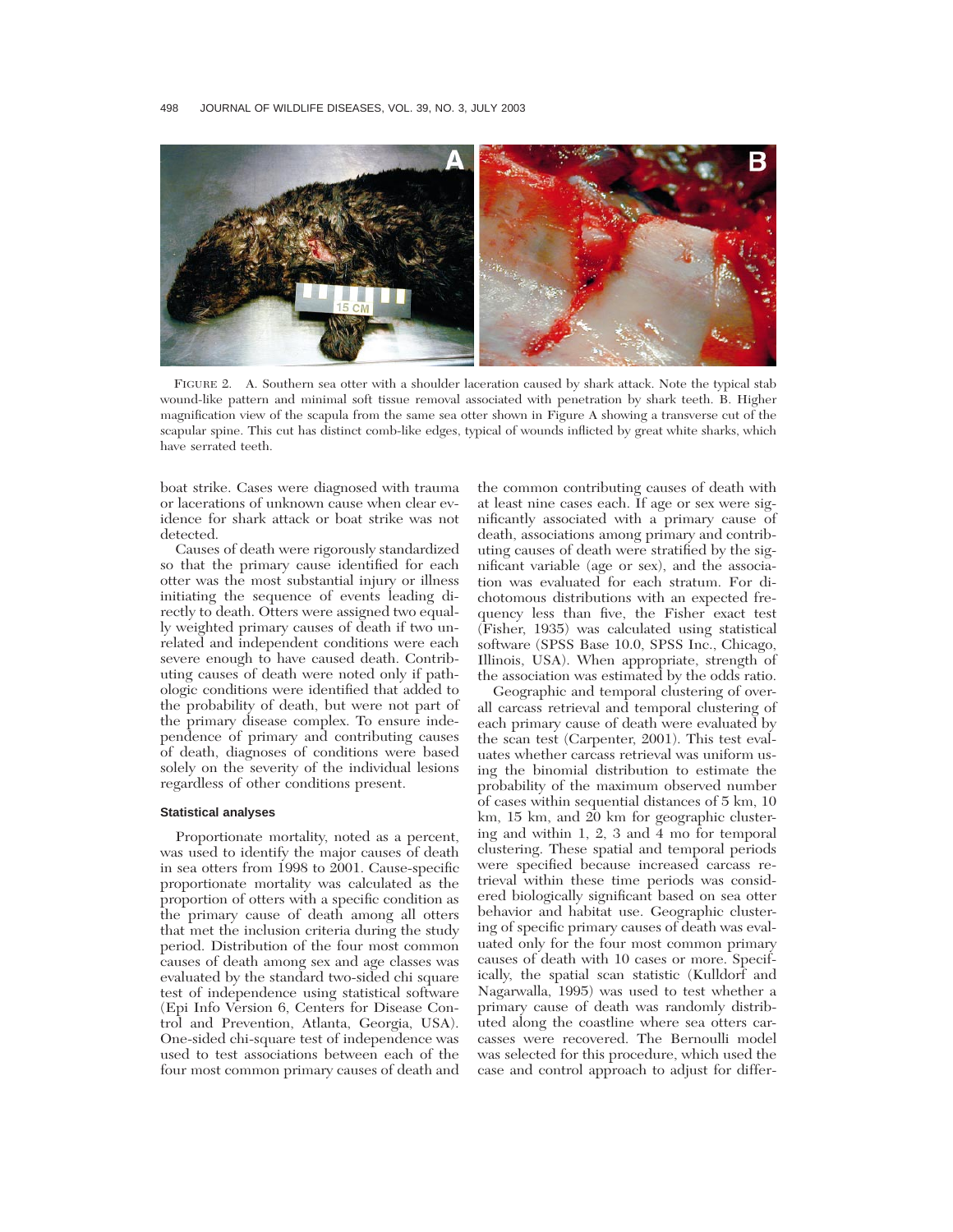FIGURE 2. A. Southern sea otter with a shoulder laceration caused by shark attack. Note the typical stab wound-like pattern and minimal soft tissue removal associated with penetration by shark teeth. B. Higher magnification view of the scapula from the same sea otter shown in Figure A showing a transverse cut of the scapular spine. This cut has distinct comb-like edges, typical of wounds inflicted by great white sharks, which have serrated teeth.

boat strike. Cases were diagnosed with trauma or lacerations of unknown cause when clear evidence for shark attack or boat strike was not detected.

Causes of death were rigorously standardized so that the primary cause identified for each otter was the most substantial injury or illness initiating the sequence of events leading directly to death. Otters were assigned two equally weighted primary causes of death if two unrelated and independent conditions were each severe enough to have caused death. Contributing causes of death were noted only if pathologic conditions were identified that added to the probability of death, but were not part of the primary disease complex. To ensure independence of primary and contributing causes of death, diagnoses of conditions were based solely on the severity of the individual lesions regardless of other conditions present.

### Statistical analyses

Proportionate mortality, noted as a percent, was used to identify the major causes of death in sea otters from 1998 to 2001. Cause-specific proportionate mortality was calculated as the proportion of otters with a specific condition as the primary cause of death among all otters that met the inclusion criteria during the study period. Distribution of the four most common causes of death among sex and age classes was evaluated by the standard two-sided chi square test of independence using statistical software (Epi Info Version 6, Centers for Disease Control and Prevention, Atlanta, Georgia, USA). One-sided chi-square test of independence was used to test associations between each of the four most common primary causes of death and the common contributing causes of death with at least nine cases each. If age or sex were significantly associated with a primary cause of death, associations among primary and contributing causes of death were stratified by the significant variable (age or sex), and the association was evaluated for each stratum. For dichotomous distributions with an expected frequency less than five, the Fisher exact test (Fisher, 1935) was calculated using statistical software (SPSS Base 10.0, SPSS Inc., Chicago, Illinois, USA). When appropriate, strength of the association was estimated by the odds ratio.

Geographic and temporal clustering of overall carcass retrieval and temporal clustering of each primary cause of death were evaluated by the scan test (Carpenter, 2001). This test evaluates whether carcass retrieval was uniform using the binomial distribution to estimate the probability of the maximum observed number of cases within sequential distances of 5 km, 10 km, 15 km, and 20 km for geographic clustering and within 1, 2, 3 and 4 mo for temporal clustering. These spatial and temporal periods were specified because increased carcass retrieval within these time periods was considered biologically significant based on sea otter behavior and habitat use. Geographic clustering of specific primary causes of death was evaluated only for the four most common primary causes of death with 10 cases or more. Specifically, the spatial scan statistic (Kulldorf and Nagarwalla, 1995) was used to test whether a primary cause of death was randomly distributed along the coastline where sea otters carcasses were recovered. The Bernoulli model was selected for this procedure, which used the case and control approach to adjust for differ-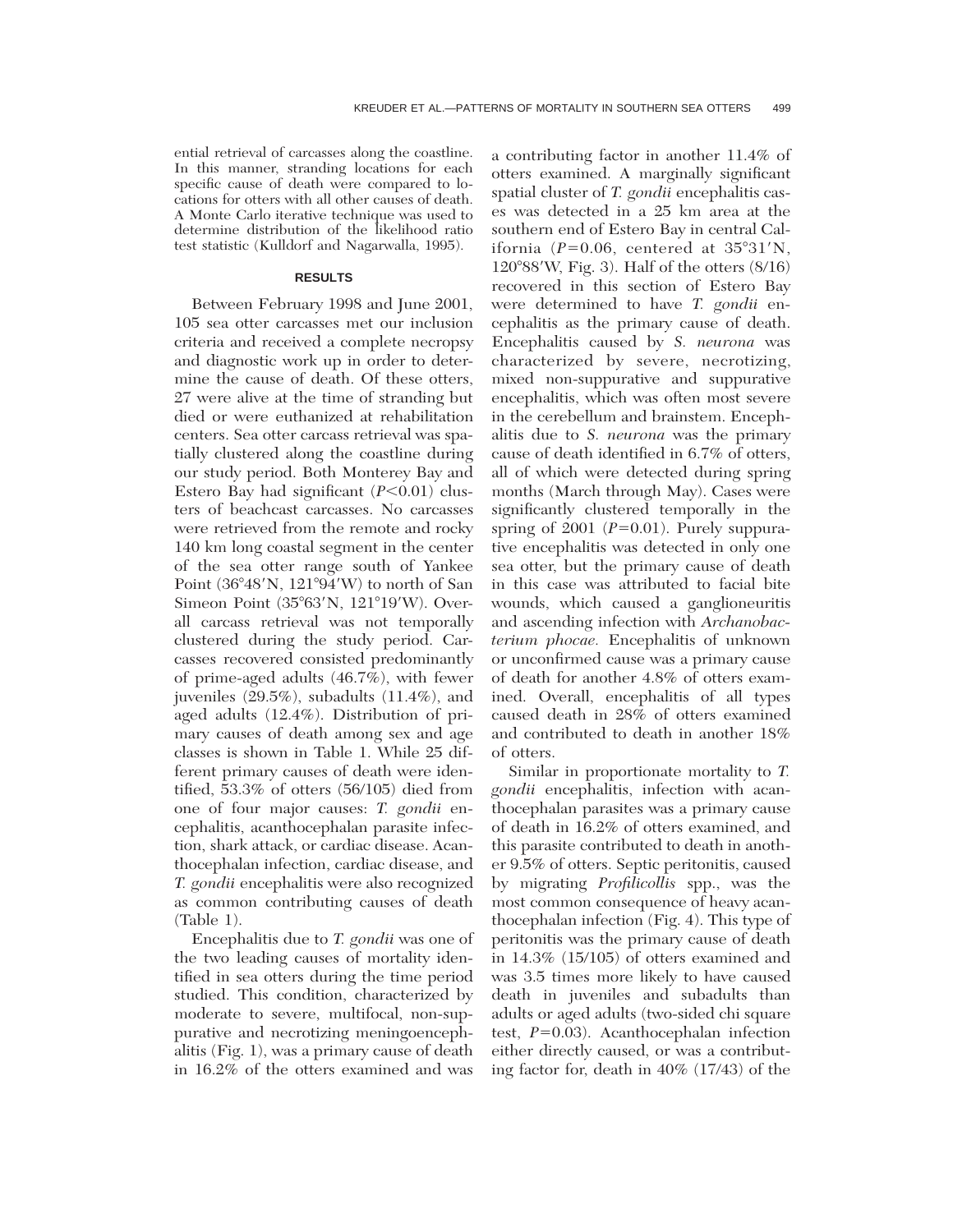ential retrieval of carcasses along the coastline. In this manner, stranding locations for each specific cause of death were compared to locations for otters with all other causes of death. A Monte Carlo iterative technique was used to determine distribution of the likelihood ratio test statistic (Kulldorf and Nagarwalla, 1995).

## RESULTS

Between February 1998 and June 2001, 105 sea otter carcasses met our inclusion criteria and received a complete necropsy and diagnostic work up in order to determine the cause of death. Of these otters, 27 were alive at the time of stranding but died or were euthanized at rehabilitation centers. Sea otter carcass retrieval was spatially clustered along the coastline during our study period. Both Monterey Bay and Estero Bay had significant ($P<0.01$) clusters of beachcast carcasses. No carcasses were retrieved from the remote and rocky 140 km long coastal segment in the center of the sea otter range south of Yankee Point (36°48′N, 121°94′W) to north of San Simeon Point (35°63′N, 121°19′W). Overall carcass retrieval was not temporally clustered during the study period. Carcasses recovered consisted predominantly of prime-aged adults (46.7%), with fewer juveniles (29.5%), subadults (11.4%), and aged adults (12.4%). Distribution of primary causes of death among sex and age classes is shown in Table 1. While 25 different primary causes of death were identified, 53.3% of otters (56/105) died from one of four major causes: *T. gondii* encephalitis, acanthocephalan parasite infection, shark attack, or cardiac disease. Acanthocephalan infection, cardiac disease, and *T. gondii* encephalitis were also recognized as common contributing causes of death (Table 1).

Encephalitis due to *T. gondii* was one of the two leading causes of mortality identified in sea otters during the time period studied. This condition, characterized by moderate to severe, multifocal, non-suppurative and necrotizing meningoencephalitis (Fig. 1), was a primary cause of death in 16.2% of the otters examined and was a contributing factor in another 11.4% of otters examined. A marginally significant spatial cluster of *T. gondii* encephalitis cases was detected in a 25 km area at the southern end of Estero Bay in central California ($P=0.06$, centered at 35°31′N, 120°88′W, Fig. 3). Half of the otters (8/16) recovered in this section of Estero Bay were determined to have *T. gondii* encephalitis as the primary cause of death. Encephalitis caused by *S. neurona* was characterized by severe, necrotizing, mixed non-suppurative and suppurative encephalitis, which was often most severe in the cerebellum and brainstem. Encephalitis due to *S. neurona* was the primary cause of death identified in 6.7% of otters, all of which were detected during spring months (March through May). Cases were significantly clustered temporally in the spring of 2001 ($P=0.01$). Purely suppurative encephalitis was detected in only one sea otter, but the primary cause of death in this case was attributed to facial bite wounds, which caused a ganglioneuritis and ascending infection with *Archanobacterium phocae.* Encephalitis of unknown or unconfirmed cause was a primary cause of death for another 4.8% of otters examined. Overall, encephalitis of all types caused death in 28% of otters examined and contributed to death in another 18% of otters.

Similar in proportionate mortality to *T. gondii* encephalitis, infection with acanthocephalan parasites was a primary cause of death in 16.2% of otters examined, and this parasite contributed to death in another 9.5% of otters. Septic peritonitis, caused by migrating *Profilicollis* spp., was the most common consequence of heavy acanthocephalan infection (Fig. 4). This type of peritonitis was the primary cause of death in 14.3% (15/105) of otters examined and was 3.5 times more likely to have caused death in juveniles and subadults than adults or aged adults (two-sided chi square test, $P=0.03$). Acanthocephalan infection either directly caused, or was a contributing factor for, death in 40% (17/43) of the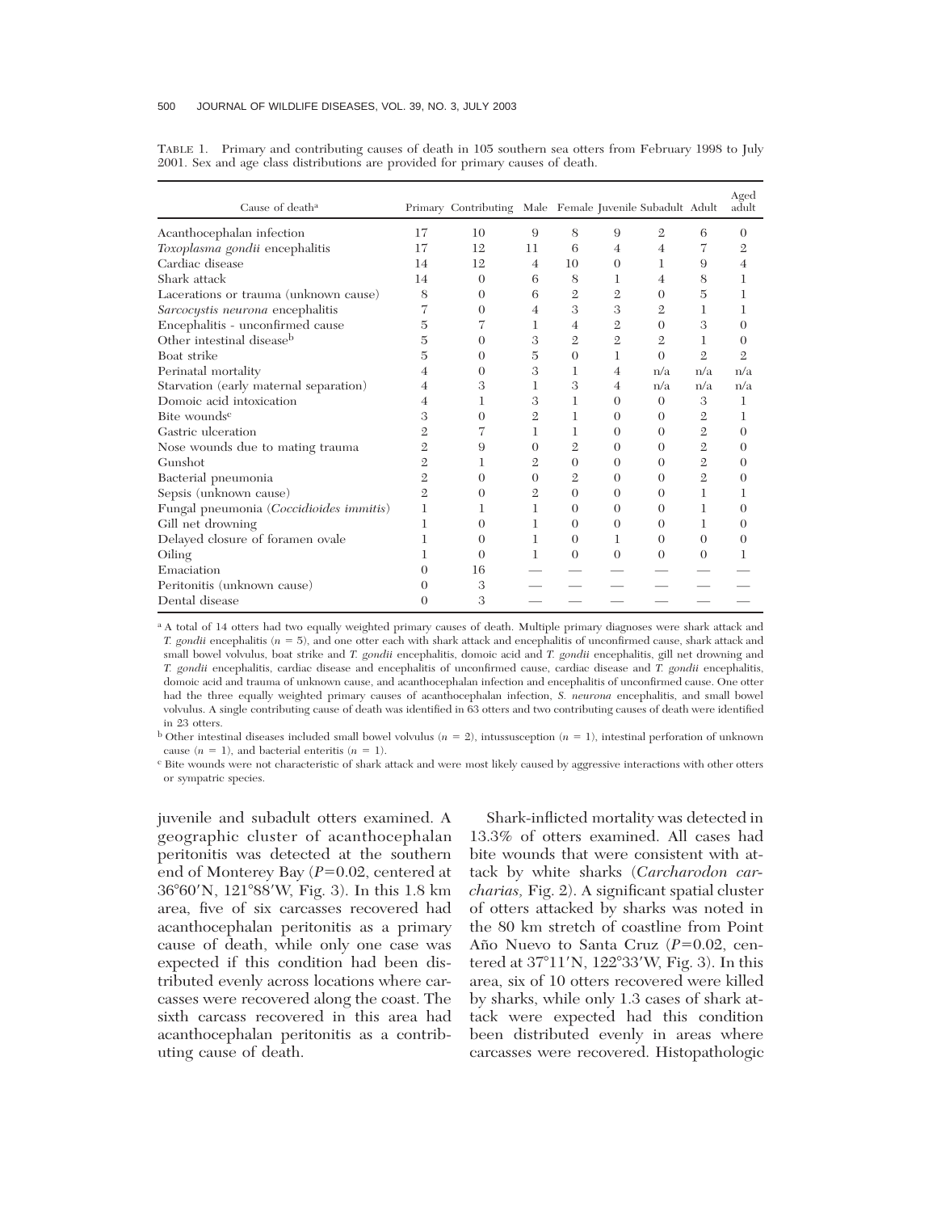TABLE 1. Primary and contributing causes of death in 105 southern sea otters from February 1998 to July 2001. Sex and age class distributions are provided for primary causes of death.

| Cause of death[a] | Primary | Contributing | Male | Female | Juvenile | Subadult | Adult | Aged adult |
|---|---|---|---|---|---|---|---|---|
| Acanthocephalan infection | 17 | 10 | 9 | 8 | 9 | 2 | 6 | 0 |
| *Toxoplasma gondii* encephalitis | 17 | 12 | 11 | 6 | 4 | 4 | 7 | 2 |
| Cardiac disease | 14 | 12 | 4 | 10 | 0 | 1 | 9 | 4 |
| Shark attack | 14 | 0 | 6 | 8 | 1 | 4 | 8 | 1 |
| Lacerations or trauma (unknown cause) | 8 | 0 | 6 | 2 | 2 | 0 | 5 | 1 |
| *Sarcocystis neurona* encephalitis | 7 | 0 | 4 | 3 | 3 | 2 | 1 | 1 |
| Encephalitis - unconfirmed cause | 5 | 7 | 1 | 4 | 2 | 0 | 3 | 0 |
| Other intestinal disease[b] | 5 | 0 | 3 | 2 | 2 | 2 | 1 | 0 |
| Boat strike | 5 | 0 | 5 | 0 | 1 | 0 | 2 | 2 |
| Perinatal mortality | 4 | 0 | 3 | 1 | 4 | n/a | n/a | n/a |
| Starvation (early maternal separation) | 4 | 3 | 1 | 3 | 4 | n/a | n/a | n/a |
| Domoic acid intoxication | 4 | 1 | 3 | 1 | 0 | 0 | 3 | 1 |
| Bite wounds[c] | 3 | 0 | 2 | 1 | 0 | 0 | 2 | 1 |
| Gastric ulceration | 2 | 7 | 1 | 1 | 0 | 0 | 2 | 0 |
| Nose wounds due to mating trauma | 2 | 9 | 0 | 2 | 0 | 0 | 2 | 0 |
| Gunshot | 2 | 1 | 2 | 0 | 0 | 0 | 2 | 0 |
| Bacterial pneumonia | 2 | 0 | 0 | 2 | 0 | 0 | 2 | 0 |
| Sepsis (unknown cause) | 2 | 0 | 2 | 0 | 0 | 0 | 1 | 1 |
| Fungal pneumonia (*Coccidioides immitis*) | 1 | 1 | 1 | 0 | 0 | 0 | 1 | 0 |
| Gill net drowning | 1 | 0 | 1 | 0 | 0 | 0 | 1 | 0 |
| Delayed closure of foramen ovale | 1 | 0 | 1 | 0 | 1 | 0 | 0 | 0 |
| Oiling | 1 | 0 | 1 | 0 | 0 | 0 | 0 | 1 |
| Emaciation | 0 | 16 | — | — | — | — | — | — |
| Peritonitis (unknown cause) | 0 | 3 | — | — | — | — | — | — |
| Dental disease | 0 | 3 | — | — | — | — | — | — |

[a] A total of 14 otters had two equally weighted primary causes of death. Multiple primary diagnoses were shark attack and *T. gondii* encephalitis ($n = 5$), and one otter each with shark attack and encephalitis of unconfirmed cause, shark attack and small bowel volvulus, boat strike and *T. gondii* encephalitis, domoic acid and *T. gondii* encephalitis, gill net drowning and *T. gondii* encephalitis, cardiac disease and encephalitis of unconfirmed cause, cardiac disease and *T. gondii* encephalitis, domoic acid and trauma of unknown cause, and acanthocephalan infection and encephalitis of unconfirmed cause. One otter had the three equally weighted primary causes of acanthocephalan infection, *S. neurona* encephalitis, and small bowel volvulus. A single contributing cause of death was identified in 63 otters and two contributing causes of death were identified in 23 otters.

[b] Other intestinal diseases included small bowel volvulus ($n = 2$), intussusception ($n = 1$), intestinal perforation of unknown cause ($n = 1$), and bacterial enteritis ($n = 1$).

[c] Bite wounds were not characteristic of shark attack and were most likely caused by aggressive interactions with other otters or sympatric species.

juvenile and subadult otters examined. A geographic cluster of acanthocephalan peritonitis was detected at the southern end of Monterey Bay ($P=0.02$, centered at 36°60′N, 121°88′W, Fig. 3). In this 1.8 km area, five of six carcasses recovered had acanthocephalan peritonitis as a primary cause of death, while only one case was expected if this condition had been distributed evenly across locations where carcasses were recovered along the coast. The sixth carcass recovered in this area had acanthocephalan peritonitis as a contributing cause of death.

Shark-inflicted mortality was detected in 13.3% of otters examined. All cases had bite wounds that were consistent with attack by white sharks (*Carcharodon carcharias*, Fig. 2). A significant spatial cluster of otters attacked by sharks was noted in the 80 km stretch of coastline from Point Año Nuevo to Santa Cruz ($P=0.02$, centered at 37°11′N, 122°33′W, Fig. 3). In this area, six of 10 otters recovered were killed by sharks, while only 1.3 cases of shark attack were expected had this condition been distributed evenly in areas where carcasses were recovered. Histopathologic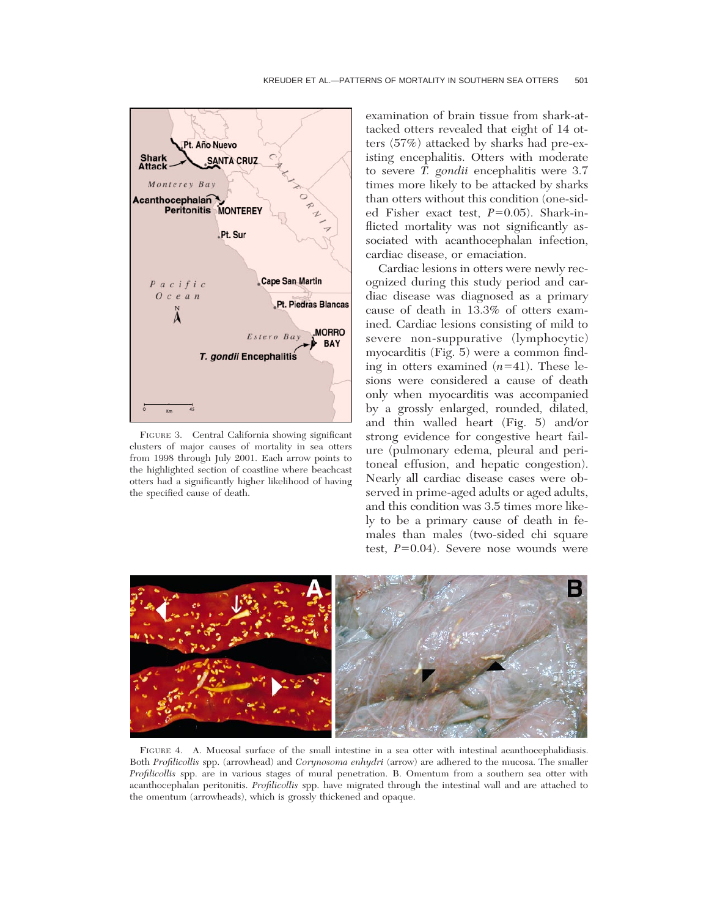FIGURE 3. Central California showing significant clusters of major causes of mortality in sea otters from 1998 through July 2001. Each arrow points to the highlighted section of coastline where beachcast otters had a significantly higher likelihood of having the specified cause of death.

examination of brain tissue from shark-attacked otters revealed that eight of 14 otters (57%) attacked by sharks had pre-existing encephalitis. Otters with moderate to severe *T. gondii* encephalitis were 3.7 times more likely to be attacked by sharks than otters without this condition (one-sided Fisher exact test, $P=0.05$). Shark-inflicted mortality was not significantly associated with acanthocephalan infection, cardiac disease, or emaciation.

Cardiac lesions in otters were newly recognized during this study period and cardiac disease was diagnosed as a primary cause of death in 13.3% of otters examined. Cardiac lesions consisting of mild to severe non-suppurative (lymphocytic) myocarditis (Fig. 5) were a common finding in otters examined ($n=41$). These lesions were considered a cause of death only when myocarditis was accompanied by a grossly enlarged, rounded, dilated, and thin walled heart (Fig. 5) and/or strong evidence for congestive heart failure (pulmonary edema, pleural and peritoneal effusion, and hepatic congestion). Nearly all cardiac disease cases were observed in prime-aged adults or aged adults, and this condition was 3.5 times more likely to be a primary cause of death in females than males (two-sided chi square test, $P=0.04$). Severe nose wounds were

FIGURE 4. A. Mucosal surface of the small intestine in a sea otter with intestinal acanthocephalidiasis. Both *Profilicollis* spp. (arrowhead) and *Corynosoma enhydri* (arrow) are adhered to the mucosa. The smaller *Profilicollis* spp. are in various stages of mural penetration. B. Omentum from a southern sea otter with acanthocephalan peritonitis. *Profilicollis* spp. have migrated through the intestinal wall and are attached to the omentum (arrowheads), which is grossly thickened and opaque.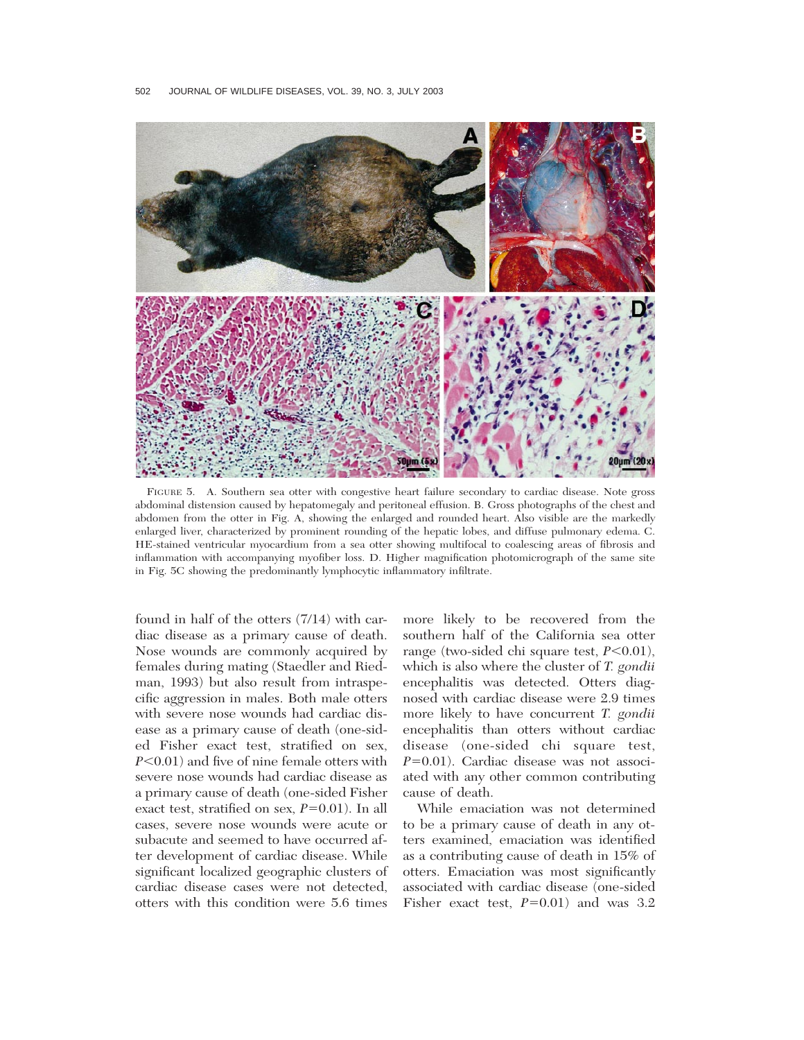FIGURE 5. A. Southern sea otter with congestive heart failure secondary to cardiac disease. Note gross abdominal distension caused by hepatomegaly and peritoneal effusion. B. Gross photographs of the chest and abdomen from the otter in Fig. A, showing the enlarged and rounded heart. Also visible are the markedly enlarged liver, characterized by prominent rounding of the hepatic lobes, and diffuse pulmonary edema. C. HE-stained ventricular myocardium from a sea otter showing multifocal to coalescing areas of fibrosis and inflammation with accompanying myofiber loss. D. Higher magnification photomicrograph of the same site in Fig. 5C showing the predominantly lymphocytic inflammatory infiltrate.

found in half of the otters (7/14) with cardiac disease as a primary cause of death. Nose wounds are commonly acquired by females during mating (Staedler and Riedman, 1993) but also result from intraspecific aggression in males. Both male otters with severe nose wounds had cardiac disease as a primary cause of death (one-sided Fisher exact test, stratified on sex, $P<0.01$) and five of nine female otters with severe nose wounds had cardiac disease as a primary cause of death (one-sided Fisher exact test, stratified on sex, $P=0.01$). In all cases, severe nose wounds were acute or subacute and seemed to have occurred after development of cardiac disease. While significant localized geographic clusters of cardiac disease cases were not detected, otters with this condition were 5.6 times more likely to be recovered from the southern half of the California sea otter range (two-sided chi square test, $P<0.01$), which is also where the cluster of *T. gondii* encephalitis was detected. Otters diagnosed with cardiac disease were 2.9 times more likely to have concurrent *T. gondii* encephalitis than otters without cardiac disease (one-sided chi square test, $P=0.01$). Cardiac disease was not associated with any other common contributing cause of death.

While emaciation was not determined to be a primary cause of death in any otters examined, emaciation was identified as a contributing cause of death in 15% of otters. Emaciation was most significantly associated with cardiac disease (one-sided Fisher exact test, $P=0.01$) and was 3.2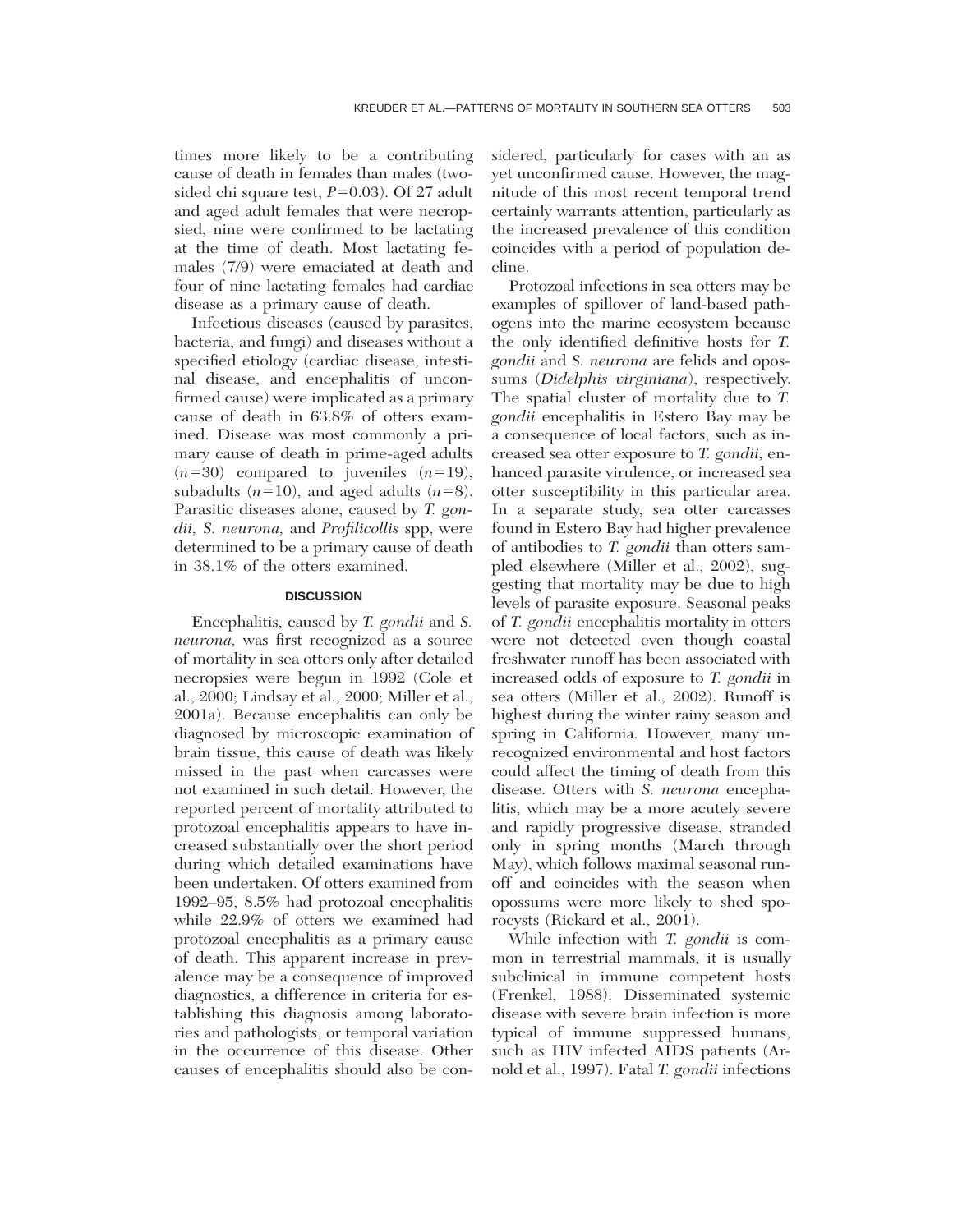times more likely to be a contributing cause of death in females than males (two-sided chi square test, $P=0.03$). Of 27 adult and aged adult females that were necropsied, nine were confirmed to be lactating at the time of death. Most lactating females (7/9) were emaciated at death and four of nine lactating females had cardiac disease as a primary cause of death.

Infectious diseases (caused by parasites, bacteria, and fungi) and diseases without a specified etiology (cardiac disease, intestinal disease, and encephalitis of unconfirmed cause) were implicated as a primary cause of death in 63.8% of otters examined. Disease was most commonly a primary cause of death in prime-aged adults ($n=30$) compared to juveniles ($n=19$), subadults ($n=10$), and aged adults ($n=8$). Parasitic diseases alone, caused by *T. gondii, S. neurona,* and *Profilicollis* spp, were determined to be a primary cause of death in 38.1% of the otters examined.

## DISCUSSION

Encephalitis, caused by *T. gondii* and *S. neurona,* was first recognized as a source of mortality in sea otters only after detailed necropsies were begun in 1992 (Cole et al., 2000; Lindsay et al., 2000; Miller et al., 2001a). Because encephalitis can only be diagnosed by microscopic examination of brain tissue, this cause of death was likely missed in the past when carcasses were not examined in such detail. However, the reported percent of mortality attributed to protozoal encephalitis appears to have increased substantially over the short period during which detailed examinations have been undertaken. Of otters examined from 1992–95, 8.5% had protozoal encephalitis while 22.9% of otters we examined had protozoal encephalitis as a primary cause of death. This apparent increase in prevalence may be a consequence of improved diagnostics, a difference in criteria for establishing this diagnosis among laboratories and pathologists, or temporal variation in the occurrence of this disease. Other causes of encephalitis should also be considered, particularly for cases with an as yet unconfirmed cause. However, the magnitude of this most recent temporal trend certainly warrants attention, particularly as the increased prevalence of this condition coincides with a period of population decline.

Protozoal infections in sea otters may be examples of spillover of land-based pathogens into the marine ecosystem because the only identified definitive hosts for *T. gondii* and *S. neurona* are felids and opossums (*Didelphis virginiana*), respectively. The spatial cluster of mortality due to *T. gondii* encephalitis in Estero Bay may be a consequence of local factors, such as increased sea otter exposure to *T. gondii,* enhanced parasite virulence, or increased sea otter susceptibility in this particular area. In a separate study, sea otter carcasses found in Estero Bay had higher prevalence of antibodies to *T. gondii* than otters sampled elsewhere (Miller et al., 2002), suggesting that mortality may be due to high levels of parasite exposure. Seasonal peaks of *T. gondii* encephalitis mortality in otters were not detected even though coastal freshwater runoff has been associated with increased odds of exposure to *T. gondii* in sea otters (Miller et al., 2002). Runoff is highest during the winter rainy season and spring in California. However, many unrecognized environmental and host factors could affect the timing of death from this disease. Otters with *S. neurona* encephalitis, which may be a more acutely severe and rapidly progressive disease, stranded only in spring months (March through May), which follows maximal seasonal runoff and coincides with the season when opossums were more likely to shed sporocysts (Rickard et al., 2001).

While infection with *T. gondii* is common in terrestrial mammals, it is usually subclinical in immune competent hosts (Frenkel, 1988). Disseminated systemic disease with severe brain infection is more typical of immune suppressed humans, such as HIV infected AIDS patients (Arnold et al., 1997). Fatal *T. gondii* infections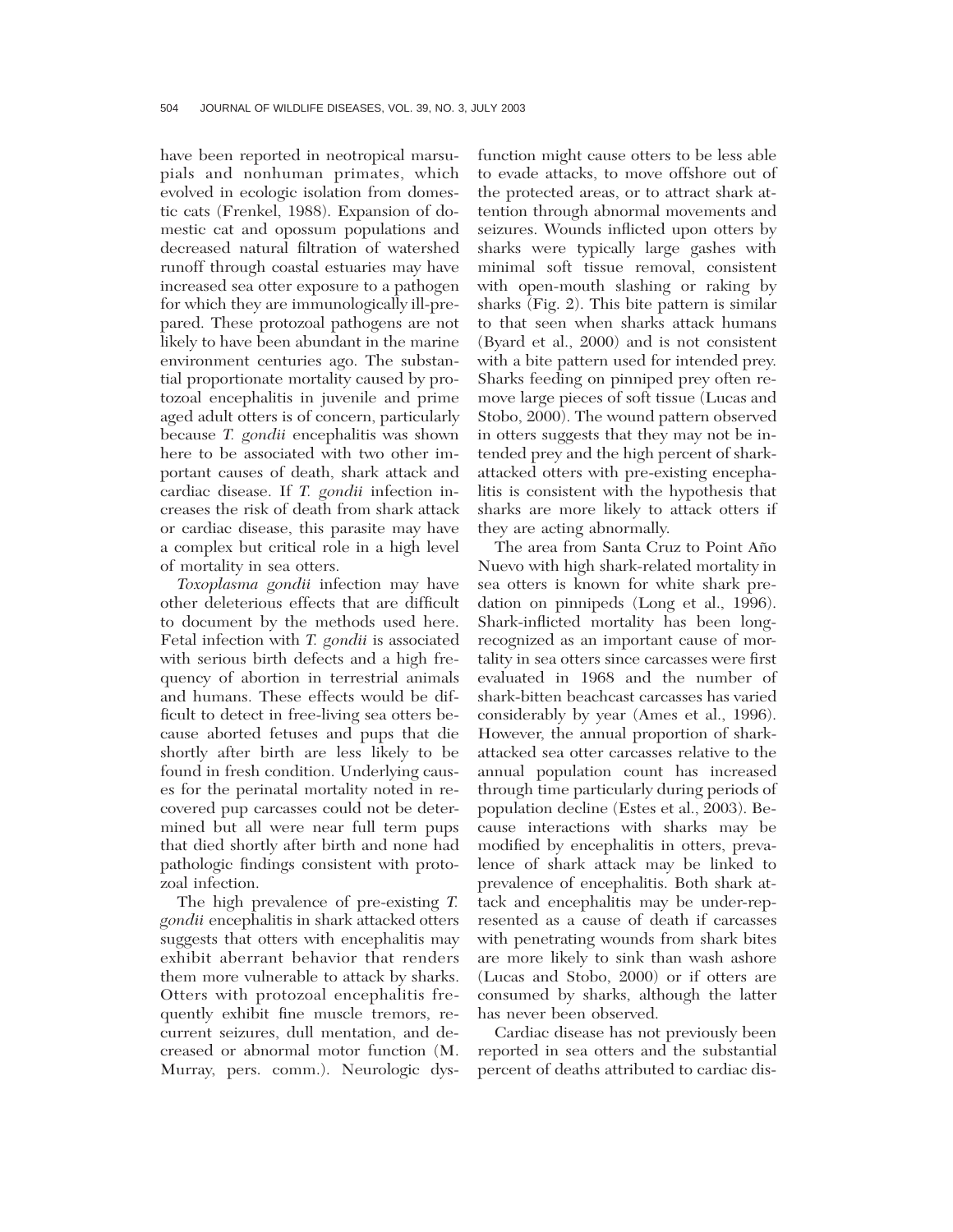have been reported in neotropical marsupials and nonhuman primates, which evolved in ecologic isolation from domestic cats (Frenkel, 1988). Expansion of domestic cat and opossum populations and decreased natural filtration of watershed runoff through coastal estuaries may have increased sea otter exposure to a pathogen for which they are immunologically ill-prepared. These protozoal pathogens are not likely to have been abundant in the marine environment centuries ago. The substantial proportionate mortality caused by protozoal encephalitis in juvenile and prime aged adult otters is of concern, particularly because *T. gondii* encephalitis was shown here to be associated with two other important causes of death, shark attack and cardiac disease. If *T. gondii* infection increases the risk of death from shark attack or cardiac disease, this parasite may have a complex but critical role in a high level of mortality in sea otters.

*Toxoplasma gondii* infection may have other deleterious effects that are difficult to document by the methods used here. Fetal infection with *T. gondii* is associated with serious birth defects and a high frequency of abortion in terrestrial animals and humans. These effects would be difficult to detect in free-living sea otters because aborted fetuses and pups that die shortly after birth are less likely to be found in fresh condition. Underlying causes for the perinatal mortality noted in recovered pup carcasses could not be determined but all were near full term pups that died shortly after birth and none had pathologic findings consistent with protozoal infection.

The high prevalence of pre-existing *T. gondii* encephalitis in shark attacked otters suggests that otters with encephalitis may exhibit aberrant behavior that renders them more vulnerable to attack by sharks. Otters with protozoal encephalitis frequently exhibit fine muscle tremors, recurrent seizures, dull mentation, and decreased or abnormal motor function (M. Murray, pers. comm.). Neurologic dysfunction might cause otters to be less able to evade attacks, to move offshore out of the protected areas, or to attract shark attention through abnormal movements and seizures. Wounds inflicted upon otters by sharks were typically large gashes with minimal soft tissue removal, consistent with open-mouth slashing or raking by sharks (Fig. 2). This bite pattern is similar to that seen when sharks attack humans (Byard et al., 2000) and is not consistent with a bite pattern used for intended prey. Sharks feeding on pinniped prey often remove large pieces of soft tissue (Lucas and Stobo, 2000). The wound pattern observed in otters suggests that they may not be intended prey and the high percent of shark-attacked otters with pre-existing encephalitis is consistent with the hypothesis that sharks are more likely to attack otters if they are acting abnormally.

The area from Santa Cruz to Point Año Nuevo with high shark-related mortality in sea otters is known for white shark predation on pinnipeds (Long et al., 1996). Shark-inflicted mortality has been long-recognized as an important cause of mortality in sea otters since carcasses were first evaluated in 1968 and the number of shark-bitten beachcast carcasses has varied considerably by year (Ames et al., 1996). However, the annual proportion of shark-attacked sea otter carcasses relative to the annual population count has increased through time particularly during periods of population decline (Estes et al., 2003). Because interactions with sharks may be modified by encephalitis in otters, prevalence of shark attack may be linked to prevalence of encephalitis. Both shark attack and encephalitis may be under-represented as a cause of death if carcasses with penetrating wounds from shark bites are more likely to sink than wash ashore (Lucas and Stobo, 2000) or if otters are consumed by sharks, although the latter has never been observed.

Cardiac disease has not previously been reported in sea otters and the substantial percent of deaths attributed to cardiac dis-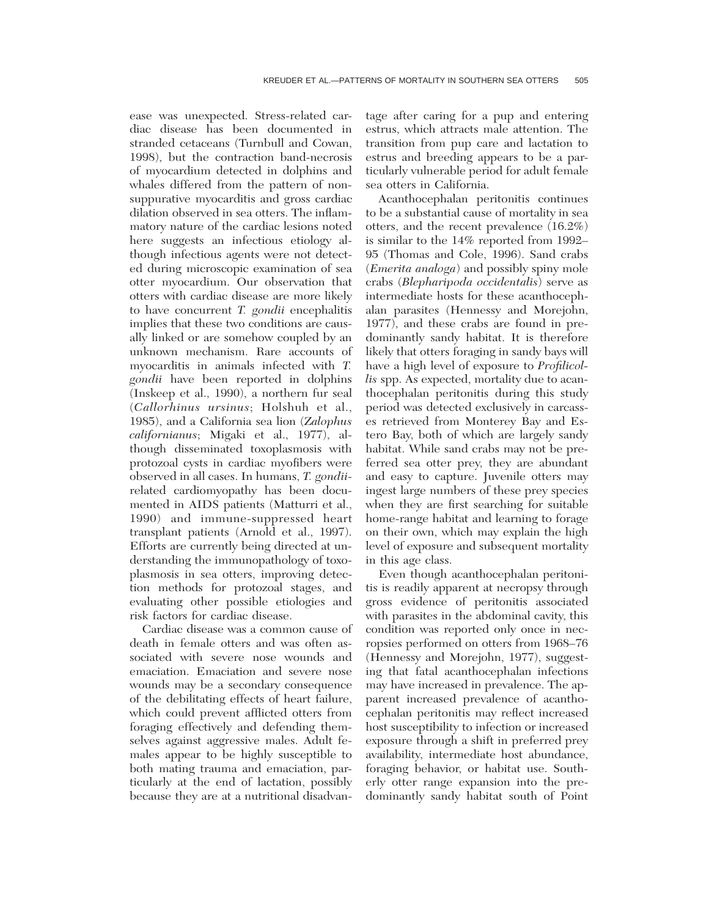ease was unexpected. Stress-related cardiac disease has been documented in stranded cetaceans (Turnbull and Cowan, 1998), but the contraction band-necrosis of myocardium detected in dolphins and whales differed from the pattern of nonsuppurative myocarditis and gross cardiac dilation observed in sea otters. The inflammatory nature of the cardiac lesions noted here suggests an infectious etiology although infectious agents were not detected during microscopic examination of sea otter myocardium. Our observation that otters with cardiac disease are more likely to have concurrent *T. gondii* encephalitis implies that these two conditions are causally linked or are somehow coupled by an unknown mechanism. Rare accounts of myocarditis in animals infected with *T. gondii* have been reported in dolphins (Inskeep et al., 1990), a northern fur seal (*Callorhinus ursinus*; Holshuh et al., 1985), and a California sea lion (*Zalophus californianus*; Migaki et al., 1977), although disseminated toxoplasmosis with protozoal cysts in cardiac myofibers were observed in all cases. In humans, *T. gondii*-related cardiomyopathy has been documented in AIDS patients (Matturri et al., 1990) and immune-suppressed heart transplant patients (Arnold et al., 1997). Efforts are currently being directed at understanding the immunopathology of toxoplasmosis in sea otters, improving detection methods for protozoal stages, and evaluating other possible etiologies and risk factors for cardiac disease.

Cardiac disease was a common cause of death in female otters and was often associated with severe nose wounds and emaciation. Emaciation and severe nose wounds may be a secondary consequence of the debilitating effects of heart failure, which could prevent afflicted otters from foraging effectively and defending themselves against aggressive males. Adult females appear to be highly susceptible to both mating trauma and emaciation, particularly at the end of lactation, possibly because they are at a nutritional disadvantage after caring for a pup and entering estrus, which attracts male attention. The transition from pup care and lactation to estrus and breeding appears to be a particularly vulnerable period for adult female sea otters in California.

Acanthocephalan peritonitis continues to be a substantial cause of mortality in sea otters, and the recent prevalence (16.2%) is similar to the 14% reported from 1992–95 (Thomas and Cole, 1996). Sand crabs (*Emerita analoga*) and possibly spiny mole crabs (*Blepharipoda occidentalis*) serve as intermediate hosts for these acanthocephalan parasites (Hennessy and Morejohn, 1977), and these crabs are found in predominantly sandy habitat. It is therefore likely that otters foraging in sandy bays will have a high level of exposure to *Profilicollis* spp. As expected, mortality due to acanthocephalan peritonitis during this study period was detected exclusively in carcasses retrieved from Monterey Bay and Estero Bay, both of which are largely sandy habitat. While sand crabs may not be preferred sea otter prey, they are abundant and easy to capture. Juvenile otters may ingest large numbers of these prey species when they are first searching for suitable home-range habitat and learning to forage on their own, which may explain the high level of exposure and subsequent mortality in this age class.

Even though acanthocephalan peritonitis is readily apparent at necropsy through gross evidence of peritonitis associated with parasites in the abdominal cavity, this condition was reported only once in necropsies performed on otters from 1968–76 (Hennessy and Morejohn, 1977), suggesting that fatal acanthocephalan infections may have increased in prevalence. The apparent increased prevalence of acanthocephalan peritonitis may reflect increased host susceptibility to infection or increased exposure through a shift in preferred prey availability, intermediate host abundance, foraging behavior, or habitat use. Southerly otter range expansion into the predominantly sandy habitat south of Point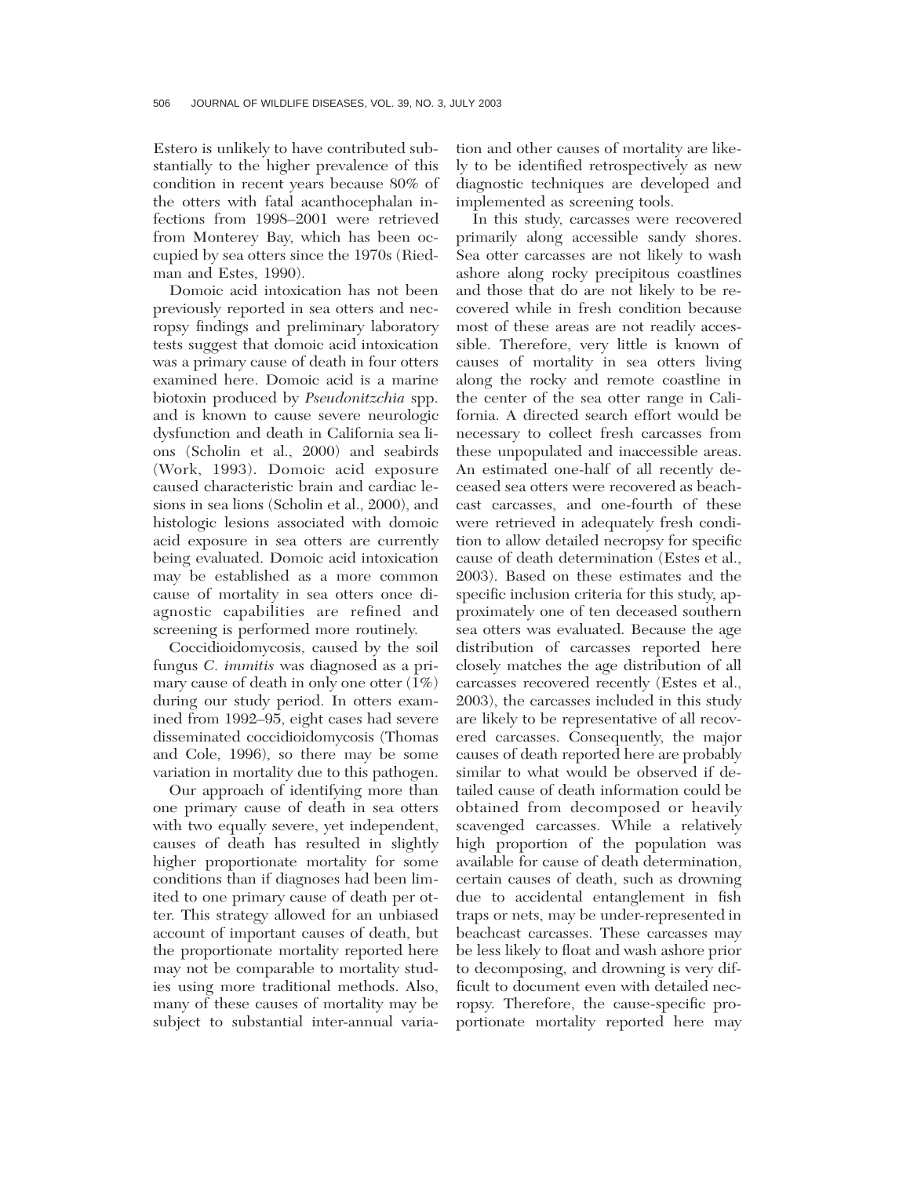Estero is unlikely to have contributed substantially to the higher prevalence of this condition in recent years because 80% of the otters with fatal acanthocephalan infections from 1998–2001 were retrieved from Monterey Bay, which has been occupied by sea otters since the 1970s (Riedman and Estes, 1990).

Domoic acid intoxication has not been previously reported in sea otters and necropsy findings and preliminary laboratory tests suggest that domoic acid intoxication was a primary cause of death in four otters examined here. Domoic acid is a marine biotoxin produced by *Pseudonitzchia* spp. and is known to cause severe neurologic dysfunction and death in California sea lions (Scholin et al., 2000) and seabirds (Work, 1993). Domoic acid exposure caused characteristic brain and cardiac lesions in sea lions (Scholin et al., 2000), and histologic lesions associated with domoic acid exposure in sea otters are currently being evaluated. Domoic acid intoxication may be established as a more common cause of mortality in sea otters once diagnostic capabilities are refined and screening is performed more routinely.

Coccidioidomycosis, caused by the soil fungus *C. immitis* was diagnosed as a primary cause of death in only one otter (1%) during our study period. In otters examined from 1992–95, eight cases had severe disseminated coccidioidomycosis (Thomas and Cole, 1996), so there may be some variation in mortality due to this pathogen.

Our approach of identifying more than one primary cause of death in sea otters with two equally severe, yet independent, causes of death has resulted in slightly higher proportionate mortality for some conditions than if diagnoses had been limited to one primary cause of death per otter. This strategy allowed for an unbiased account of important causes of death, but the proportionate mortality reported here may not be comparable to mortality studies using more traditional methods. Also, many of these causes of mortality may be subject to substantial inter-annual variation and other causes of mortality are likely to be identified retrospectively as new diagnostic techniques are developed and implemented as screening tools.

In this study, carcasses were recovered primarily along accessible sandy shores. Sea otter carcasses are not likely to wash ashore along rocky precipitous coastlines and those that do are not likely to be recovered while in fresh condition because most of these areas are not readily accessible. Therefore, very little is known of causes of mortality in sea otters living along the rocky and remote coastline in the center of the sea otter range in California. A directed search effort would be necessary to collect fresh carcasses from these unpopulated and inaccessible areas. An estimated one-half of all recently deceased sea otters were recovered as beachcast carcasses, and one-fourth of these were retrieved in adequately fresh condition to allow detailed necropsy for specific cause of death determination (Estes et al., 2003). Based on these estimates and the specific inclusion criteria for this study, approximately one of ten deceased southern sea otters was evaluated. Because the age distribution of carcasses reported here closely matches the age distribution of all carcasses recovered recently (Estes et al., 2003), the carcasses included in this study are likely to be representative of all recovered carcasses. Consequently, the major causes of death reported here are probably similar to what would be observed if detailed cause of death information could be obtained from decomposed or heavily scavenged carcasses. While a relatively high proportion of the population was available for cause of death determination, certain causes of death, such as drowning due to accidental entanglement in fish traps or nets, may be under-represented in beachcast carcasses. These carcasses may be less likely to float and wash ashore prior to decomposing, and drowning is very difficult to document even with detailed necropsy. Therefore, the cause-specific proportionate mortality reported here may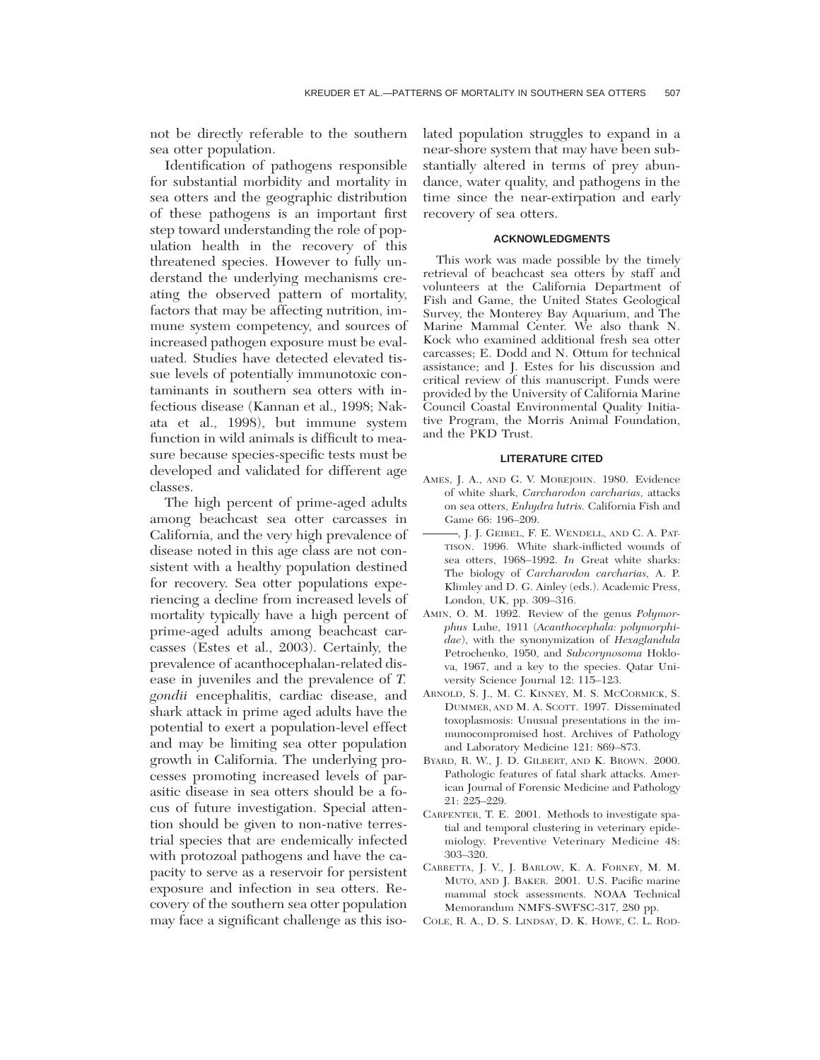not be directly referable to the southern sea otter population.

Identification of pathogens responsible for substantial morbidity and mortality in sea otters and the geographic distribution of these pathogens is an important first step toward understanding the role of population health in the recovery of this threatened species. However to fully understand the underlying mechanisms creating the observed pattern of mortality, factors that may be affecting nutrition, immune system competency, and sources of increased pathogen exposure must be evaluated. Studies have detected elevated tissue levels of potentially immunotoxic contaminants in southern sea otters with infectious disease (Kannan et al., 1998; Nakata et al., 1998), but immune system function in wild animals is difficult to measure because species-specific tests must be developed and validated for different age classes.

The high percent of prime-aged adults among beachcast sea otter carcasses in California, and the very high prevalence of disease noted in this age class are not consistent with a healthy population destined for recovery. Sea otter populations experiencing a decline from increased levels of mortality typically have a high percent of prime-aged adults among beachcast carcasses (Estes et al., 2003). Certainly, the prevalence of acanthocephalan-related disease in juveniles and the prevalence of *T. gondii* encephalitis, cardiac disease, and shark attack in prime aged adults have the potential to exert a population-level effect and may be limiting sea otter population growth in California. The underlying processes promoting increased levels of parasitic disease in sea otters should be a focus of future investigation. Special attention should be given to non-native terrestrial species that are endemically infected with protozoal pathogens and have the capacity to serve as a reservoir for persistent exposure and infection in sea otters. Recovery of the southern sea otter population may face a significant challenge as this isolated population struggles to expand in a near-shore system that may have been substantially altered in terms of prey abundance, water quality, and pathogens in the time since the near-extirpation and early recovery of sea otters.

## ACKNOWLEDGMENTS

This work was made possible by the timely retrieval of beachcast sea otters by staff and volunteers at the California Department of Fish and Game, the United States Geological Survey, the Monterey Bay Aquarium, and The Marine Mammal Center. We also thank N. Kock who examined additional fresh sea otter carcasses; E. Dodd and N. Ottum for technical assistance; and J. Estes for his discussion and critical review of this manuscript. Funds were provided by the University of California Marine Council Coastal Environmental Quality Initiative Program, the Morris Animal Foundation, and the PKD Trust.

## LITERATURE CITED

AMES, J. A., AND G. V. MOREJOHN. 1980. Evidence of white shark, *Carcharodon carcharias*, attacks on sea otters, *Enhydra lutris.* California Fish and Game 66: 196–209.

———, J. J. GEIBEL, F. E. WENDELL, AND C. A. PATTISON. 1996. White shark-inflicted wounds of sea otters, 1968–1992. *In* Great white sharks: The biology of *Carcharodon carcharias,* A. P. Klimley and D. G. Ainley (eds.). Academic Press, London, UK, pp. 309–316.

AMIN, O. M. 1992. Review of the genus *Polymorphus* Luhe, 1911 (*Acanthocephala: polymorphidae*), with the synonymization of *Hexaglandula* Petrochenko, 1950, and *Subcorynosoma* Hoklova, 1967, and a key to the species. Qatar University Science Journal 12: 115–123.

ARNOLD, S. J., M. C. KINNEY, M. S. MCCORMICK, S. DUMMER, AND M. A. SCOTT. 1997. Disseminated toxoplasmosis: Unusual presentations in the immunocompromised host. Archives of Pathology and Laboratory Medicine 121: 869–873.

BYARD, R. W., J. D. GILBERT, AND K. BROWN. 2000. Pathologic features of fatal shark attacks. American Journal of Forensic Medicine and Pathology 21: 225–229.

CARPENTER, T. E. 2001. Methods to investigate spatial and temporal clustering in veterinary epidemiology. Preventive Veterinary Medicine 48: 303–320.

CARRETTA, J. V., J. BARLOW, K. A. FORNEY, M. M. MUTO, AND J. BAKER. 2001. U.S. Pacific marine mammal stock assessments. NOAA Technical Memorandum NMFS-SWFSC-317, 280 pp.

COLE, R. A., D. S. LINDSAY, D. K. HOWE, C. L. ROD-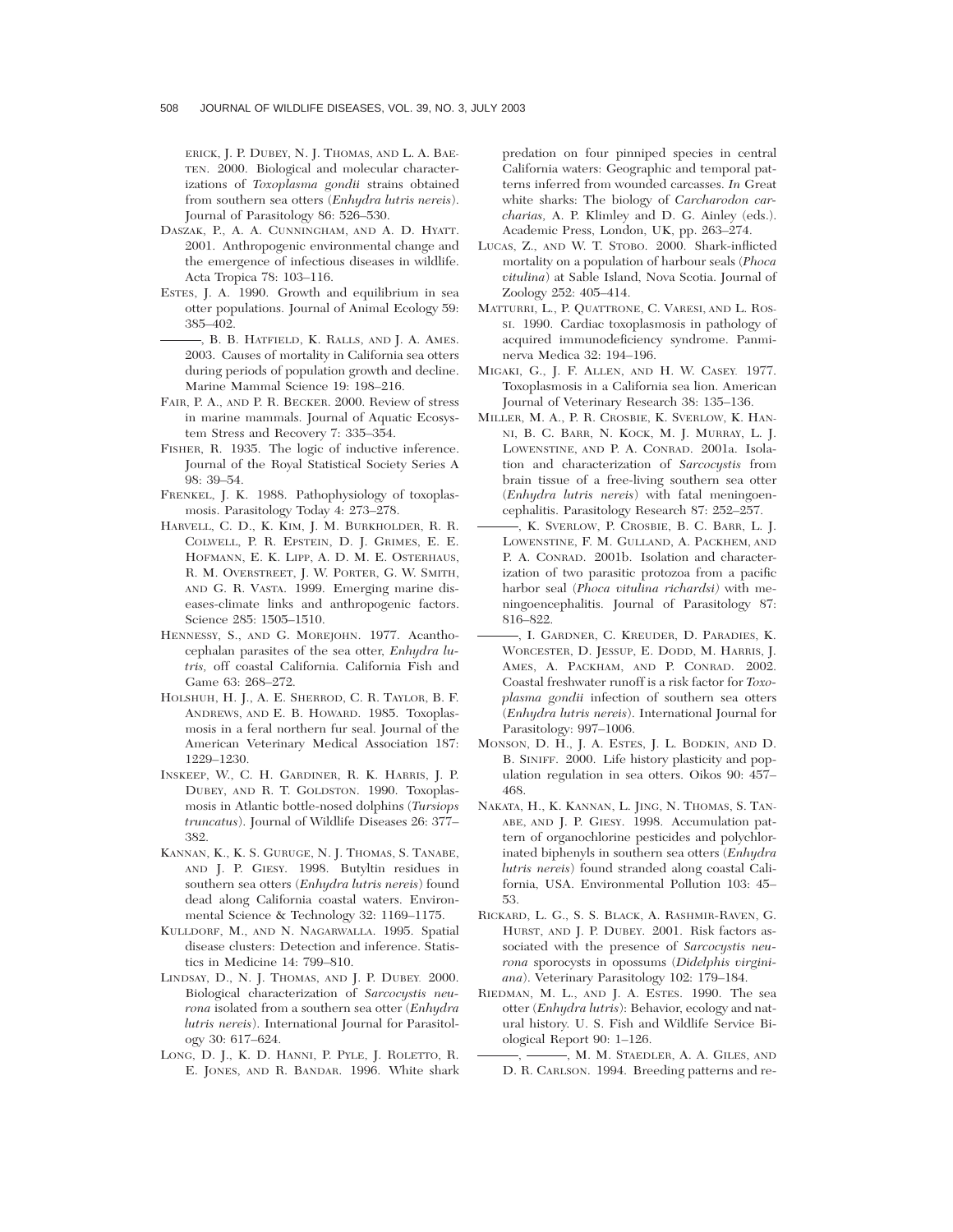ERICK, J. P. DUBEY, N. J. THOMAS, AND L. A. BAETEN. 2000. Biological and molecular characterizations of *Toxoplasma gondii* strains obtained from southern sea otters (*Enhydra lutris nereis*). Journal of Parasitology 86: 526–530.

DASZAK, P., A. A. CUNNINGHAM, AND A. D. HYATT. 2001. Anthropogenic environmental change and the emergence of infectious diseases in wildlife. Acta Tropica 78: 103–116.

ESTES, J. A. 1990. Growth and equilibrium in sea otter populations. Journal of Animal Ecology 59: 385–402.

———, B. B. HATFIELD, K. RALLS, AND J. A. AMES. 2003. Causes of mortality in California sea otters during periods of population growth and decline. Marine Mammal Science 19: 198–216.

FAIR, P. A., AND P. R. BECKER. 2000. Review of stress in marine mammals. Journal of Aquatic Ecosystem Stress and Recovery 7: 335–354.

FISHER, R. 1935. The logic of inductive inference. Journal of the Royal Statistical Society Series A 98: 39–54.

FRENKEL, J. K. 1988. Pathophysiology of toxoplasmosis. Parasitology Today 4: 273–278.

HARVELL, C. D., K. KIM, J. M. BURKHOLDER, R. R. COLWELL, P. R. EPSTEIN, D. J. GRIMES, E. E. HOFMANN, E. K. LIPP, A. D. M. E. OSTERHAUS, R. M. OVERSTREET, J. W. PORTER, G. W. SMITH, AND G. R. VASTA. 1999. Emerging marine diseases-climate links and anthropogenic factors. Science 285: 1505–1510.

HENNESSY, S., AND G. MOREJOHN. 1977. Acanthocephalan parasites of the sea otter, *Enhydra lutris,* off coastal California. California Fish and Game 63: 268–272.

HOLSHUH, H. J., A. E. SHERROD, C. R. TAYLOR, B. F. ANDREWS, AND E. B. HOWARD. 1985. Toxoplasmosis in a feral northern fur seal. Journal of the American Veterinary Medical Association 187: 1229–1230.

INSKEEP, W., C. H. GARDINER, R. K. HARRIS, J. P. DUBEY, AND R. T. GOLDSTON. 1990. Toxoplasmosis in Atlantic bottle-nosed dolphins (*Tursiops truncatus*). Journal of Wildlife Diseases 26: 377–382.

KANNAN, K., K. S. GURUGE, N. J. THOMAS, S. TANABE, AND J. P. GIESY. 1998. Butyltin residues in southern sea otters (*Enhydra lutris nereis*) found dead along California coastal waters. Environmental Science & Technology 32: 1169–1175.

KULLDORF, M., AND N. NAGARWALLA. 1995. Spatial disease clusters: Detection and inference. Statistics in Medicine 14: 799–810.

LINDSAY, D., N. J. THOMAS, AND J. P. DUBEY. 2000. Biological characterization of *Sarcocystis neurona* isolated from a southern sea otter (*Enhydra lutris nereis*). International Journal for Parasitology 30: 617–624.

LONG, D. J., K. D. HANNI, P. PYLE, J. ROLETTO, R. E. JONES, AND R. BANDAR. 1996. White shark predation on four pinniped species in central California waters: Geographic and temporal patterns inferred from wounded carcasses. *In* Great white sharks: The biology of *Carcharodon carcharias,* A. P. Klimley and D. G. Ainley (eds.). Academic Press, London, UK, pp. 263–274.

LUCAS, Z., AND W. T. STOBO. 2000. Shark-inflicted mortality on a population of harbour seals (*Phoca vitulina*) at Sable Island, Nova Scotia. Journal of Zoology 252: 405–414.

MATTURRI, L., P. QUATTRONE, C. VARESI, AND L. ROSSI. 1990. Cardiac toxoplasmosis in pathology of acquired immunodeficiency syndrome. Panminerva Medica 32: 194–196.

MIGAKI, G., J. F. ALLEN, AND H. W. CASEY. 1977. Toxoplasmosis in a California sea lion. American Journal of Veterinary Research 38: 135–136.

MILLER, M. A., P. R. CROSBIE, K. SVERLOW, K. HANNI, B. C. BARR, N. KOCK, M. J. MURRAY, L. J. LOWENSTINE, AND P. A. CONRAD. 2001a. Isolation and characterization of *Sarcocystis* from brain tissue of a free-living southern sea otter (*Enhydra lutris nereis*) with fatal meningoencephalitis. Parasitology Research 87: 252–257.

———, K. SVERLOW, P. CROSBIE, B. C. BARR, L. J. LOWENSTINE, F. M. GULLAND, A. PACKHEM, AND P. A. CONRAD. 2001b. Isolation and characterization of two parasitic protozoa from a pacific harbor seal (*Phoca vitulina richardsi*) with meningoencephalitis. Journal of Parasitology 87: 816–822.

———, I. GARDNER, C. KREUDER, D. PARADIES, K. WORCESTER, D. JESSUP, E. DODD, M. HARRIS, J. AMES, A. PACKHAM, AND P. CONRAD. 2002. Coastal freshwater runoff is a risk factor for *Toxoplasma gondii* infection of southern sea otters (*Enhydra lutris nereis*). International Journal for Parasitology: 997–1006.

MONSON, D. H., J. A. ESTES, J. L. BODKIN, AND D. B. SINIFF. 2000. Life history plasticity and population regulation in sea otters. Oikos 90: 457–468.

NAKATA, H., K. KANNAN, L. JING, N. THOMAS, S. TANABE, AND J. P. GIESY. 1998. Accumulation pattern of organochlorine pesticides and polychlorinated biphenyls in southern sea otters (*Enhydra lutris nereis*) found stranded along coastal California, USA. Environmental Pollution 103: 45–53.

RICKARD, L. G., S. S. BLACK, A. RASHMIR-RAVEN, G. HURST, AND J. P. DUBEY. 2001. Risk factors associated with the presence of *Sarcocystis neurona* sporocysts in opossums (*Didelphis virginiana*). Veterinary Parasitology 102: 179–184.

RIEDMAN, M. L., AND J. A. ESTES. 1990. The sea otter (*Enhydra lutris*): Behavior, ecology and natural history. U. S. Fish and Wildlife Service Biological Report 90: 1–126.

———, ———, M. M. STAEDLER, A. A. GILES, AND D. R. CARLSON. 1994. Breeding patterns and re-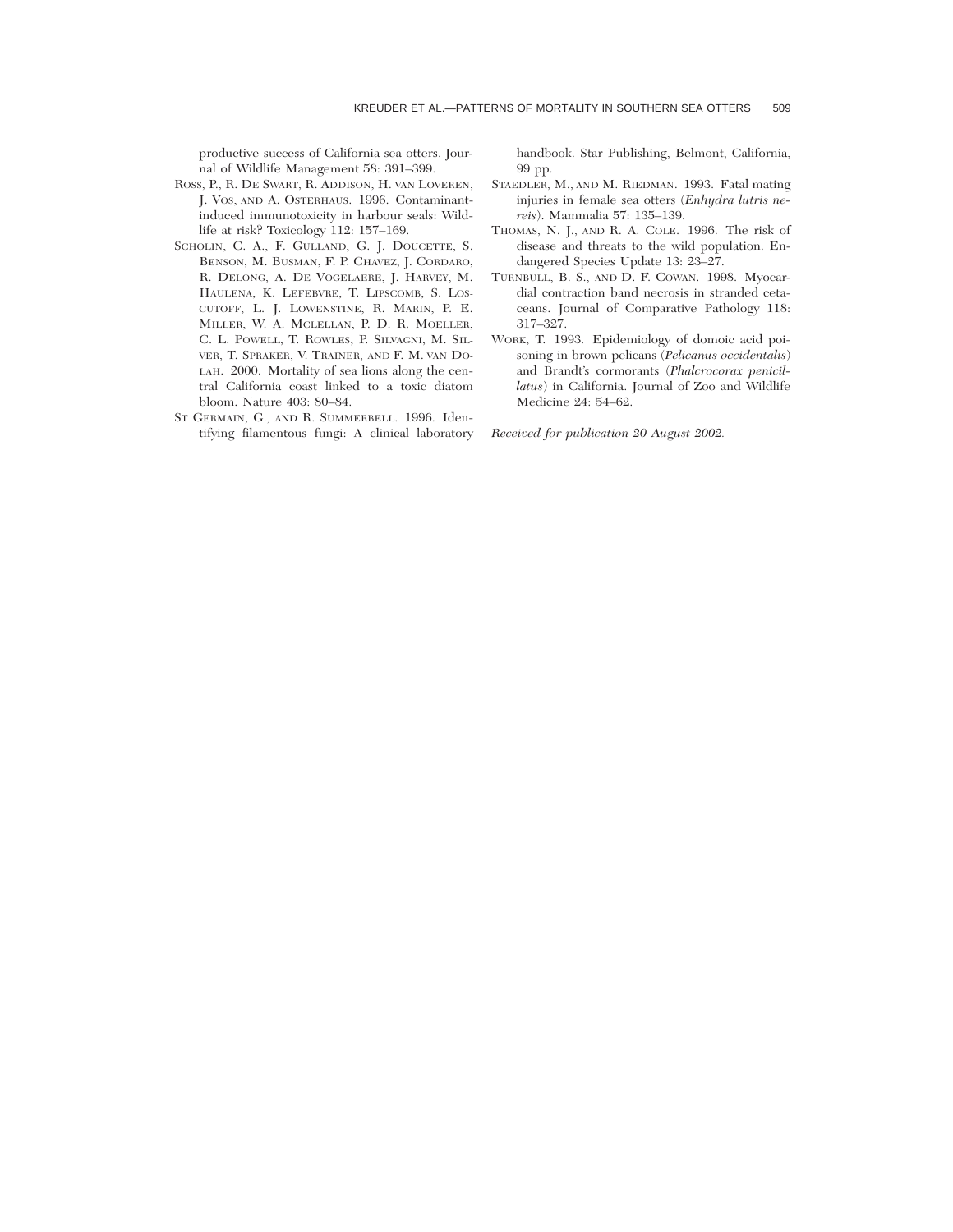productive success of California sea otters. Journal of Wildlife Management 58: 391–399.

ROSS, P., R. DE SWART, R. ADDISON, H. VAN LOVEREN, J. VOS, AND A. OSTERHAUS. 1996. Contaminant-induced immunotoxicity in harbour seals: Wildlife at risk? Toxicology 112: 157–169.

SCHOLIN, C. A., F. GULLAND, G. J. DOUCETTE, S. BENSON, M. BUSMAN, F. P. CHAVEZ, J. CORDARO, R. DELONG, A. DE VOGELAERE, J. HARVEY, M. HAULENA, K. LEFEBVRE, T. LIPSCOMB, S. LOSCUTOFF, L. J. LOWENSTINE, R. MARIN, P. E. MILLER, W. A. MCLELLAN, P. D. R. MOELLER, C. L. POWELL, T. ROWLES, P. SILVAGNI, M. SILVER, T. SPRAKER, V. TRAINER, AND F. M. VAN DOLAH. 2000. Mortality of sea lions along the central California coast linked to a toxic diatom bloom. Nature 403: 80–84.

ST GERMAIN, G., AND R. SUMMERBELL. 1996. Identifying filamentous fungi: A clinical laboratory handbook. Star Publishing, Belmont, California, 99 pp.

STAEDLER, M., AND M. RIEDMAN. 1993. Fatal mating injuries in female sea otters (*Enhydra lutris nereis*). Mammalia 57: 135–139.

THOMAS, N. J., AND R. A. COLE. 1996. The risk of disease and threats to the wild population. Endangered Species Update 13: 23–27.

TURNBULL, B. S., AND D. F. COWAN. 1998. Myocardial contraction band necrosis in stranded cetaceans. Journal of Comparative Pathology 118: 317–327.

WORK, T. 1993. Epidemiology of domoic acid poisoning in brown pelicans (*Pelicanus occidentalis*) and Brandt's cormorants (*Phalcrocorax penicillatus*) in California. Journal of Zoo and Wildlife Medicine 24: 54–62.

*Received for publication 20 August 2002.*